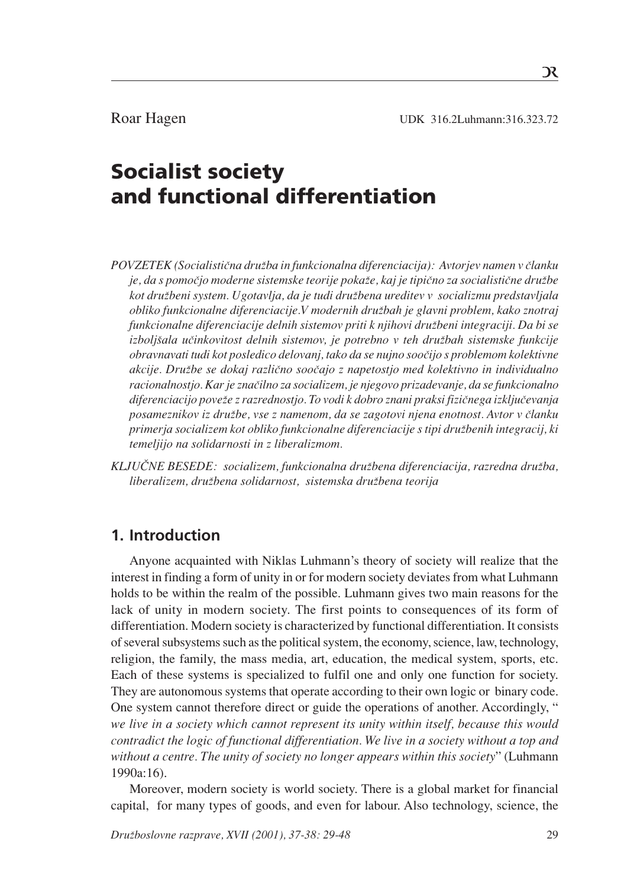Roar Hagen

UDK 316.2Luhmann:316.323.72

# Socialist society and functional differentiation

*POVZETEK (Socialistična družba in funkcionalna diferenciacija): Avtorjev namen v članku je, da s pomočjo moderne sistemske teorije pokaže, kaj je tipično za socialistične družbe kot družbeni system. Ugotavlja, da je tudi družbena ureditev v socializmu predstavljala obliko funkcionalne diferenciacije.V modernih družbah je glavni problem, kako znotraj funkcionalne diferenciacije delnih sistemov priti k njihovi družbeni integraciji. Da bi se izboljšala učinkovitost delnih sistemov, je potrebno v teh družbah sistemske funkcije obravnavati tudi kot posledico delovanj, tako da se nujno soočijo s problemom kolektivne akcije. Družbe se dokaj različno soočajo z napetostjo med kolektivno in individualno racionalnostjo. Kar je značilno za socializem, je njegovo prizadevanje, da se funkcionalno diferenciacijo poveže z razrednostjo. To vodi k dobro znani praksi fizičnega izključevanja posameznikov iz družbe, vse z namenom, da se zagotovi njena enotnost. Avtor v članku primerja socializem kot obliko funkcionalne diferenciacije s tipi družbenih integracij, ki temeljijo na solidarnosti in z liberalizmom.*

*KLJUČNE BESEDE: socializem, funkcionalna družbena diferenciacija, razredna družba, liberalizem, družbena solidarnost, sistemska družbena teorija*

## 1. Introduction

Anyone acquainted with Niklas Luhmann's theory of society will realize that the interest in finding a form of unity in or for modern society deviates from what Luhmann holds to be within the realm of the possible. Luhmann gives two main reasons for the lack of unity in modern society. The first points to consequences of its form of differentiation. Modern society is characterized by functional differentiation. It consists of several subsystems such as the political system, the economy, science, law, technology, religion, the family, the mass media, art, education, the medical system, sports, etc. Each of these systems is specialized to fulfil one and only one function for society. They are autonomous systems that operate according to their own logic or binary code. One system cannot therefore direct or guide the operations of another. Accordingly, "*we live in a society which cannot represent its unity within itself, because this would contradict the logic of functional differentiation. We live in a society without a top and without a centre. The unity of society no longer appears within this society*" (Luhmann 1990a:16).

Moreover, modern society is world society. There is a global market for financial capital, for many types of goods, and even for labour. Also technology, science, the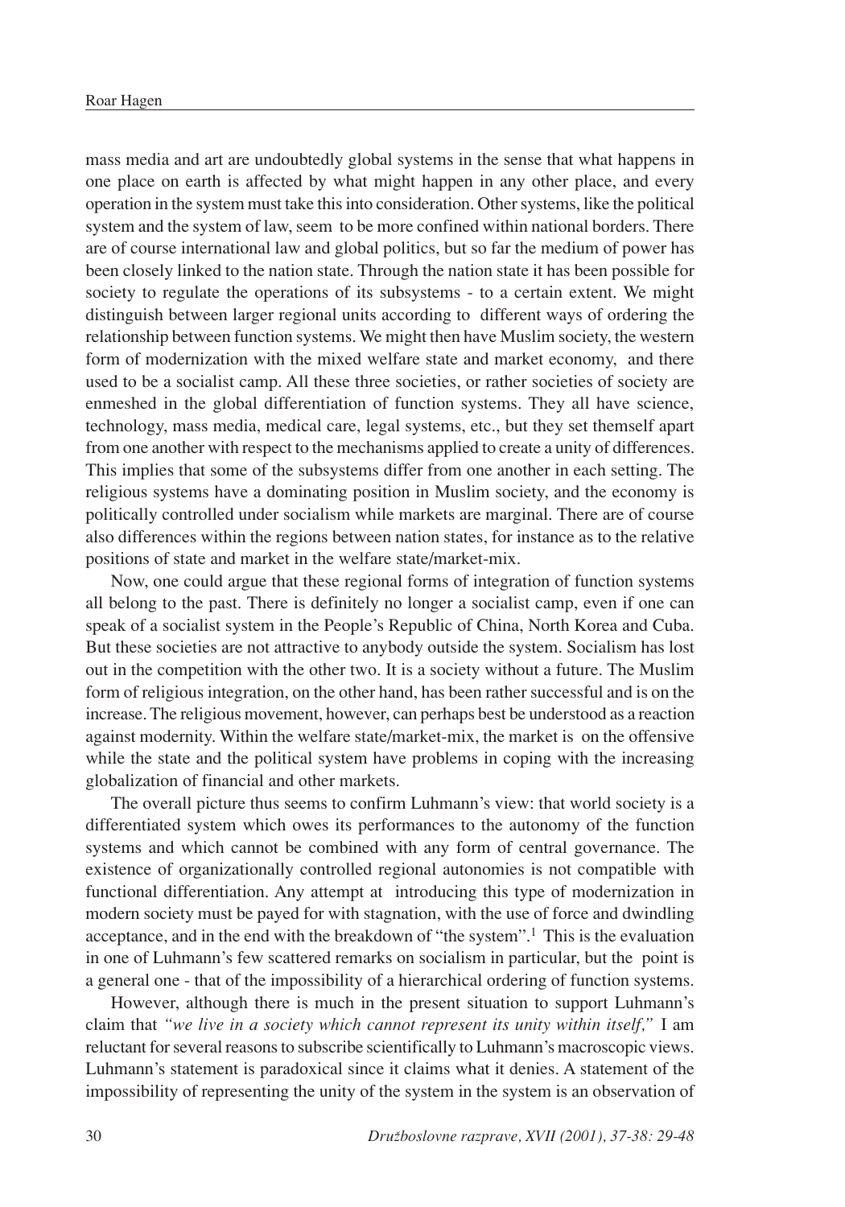mass media and art are undoubtedly global systems in the sense that what happens in one place on earth is affected by what might happen in any other place, and every operation in the system must take this into consideration. Other systems, like the political system and the system of law, seem to be more confined within national borders. There are of course international law and global politics, but so far the medium of power has been closely linked to the nation state. Through the nation state it has been possible for society to regulate the operations of its subsystems - to a certain extent. We might distinguish between larger regional units according to different ways of ordering the relationship between function systems. We might then have Muslim society, the western form of modernization with the mixed welfare state and market economy, and there used to be a socialist camp. All these three societies, or rather societies of society are enmeshed in the global differentiation of function systems. They all have science, technology, mass media, medical care, legal systems, etc., but they set themself apart from one another with respect to the mechanisms applied to create a unity of differences. This implies that some of the subsystems differ from one another in each setting. The religious systems have a dominating position in Muslim society, and the economy is politically controlled under socialism while markets are marginal. There are of course also differences within the regions between nation states, for instance as to the relative positions of state and market in the welfare state/market-mix.

Now, one could argue that these regional forms of integration of function systems all belong to the past. There is definitely no longer a socialist camp, even if one can speak of a socialist system in the People's Republic of China, North Korea and Cuba. But these societies are not attractive to anybody outside the system. Socialism has lost out in the competition with the other two. It is a society without a future. The Muslim form of religious integration, on the other hand, has been rather successful and is on the increase. The religious movement, however, can perhaps best be understood as a reaction against modernity. Within the welfare state/market-mix, the market is on the offensive while the state and the political system have problems in coping with the increasing globalization of financial and other markets.

The overall picture thus seems to confirm Luhmann's view: that world society is a differentiated system which owes its performances to the autonomy of the function systems and which cannot be combined with any form of central governance. The existence of organizationally controlled regional autonomies is not compatible with functional differentiation. Any attempt at introducing this type of modernization in modern society must be payed for with stagnation, with the use of force and dwindling acceptance, and in the end with the breakdown of "the system".[1] This is the evaluation in one of Luhmann's few scattered remarks on socialism in particular, but the point is a general one - that of the impossibility of a hierarchical ordering of function systems.

However, although there is much in the present situation to support Luhmann's claim that *"we live in a society which cannot represent its unity within itself,"* I am reluctant for several reasons to subscribe scientifically to Luhmann's macroscopic views. Luhmann's statement is paradoxical since it claims what it denies. A statement of the impossibility of representing the unity of the system in the system is an observation of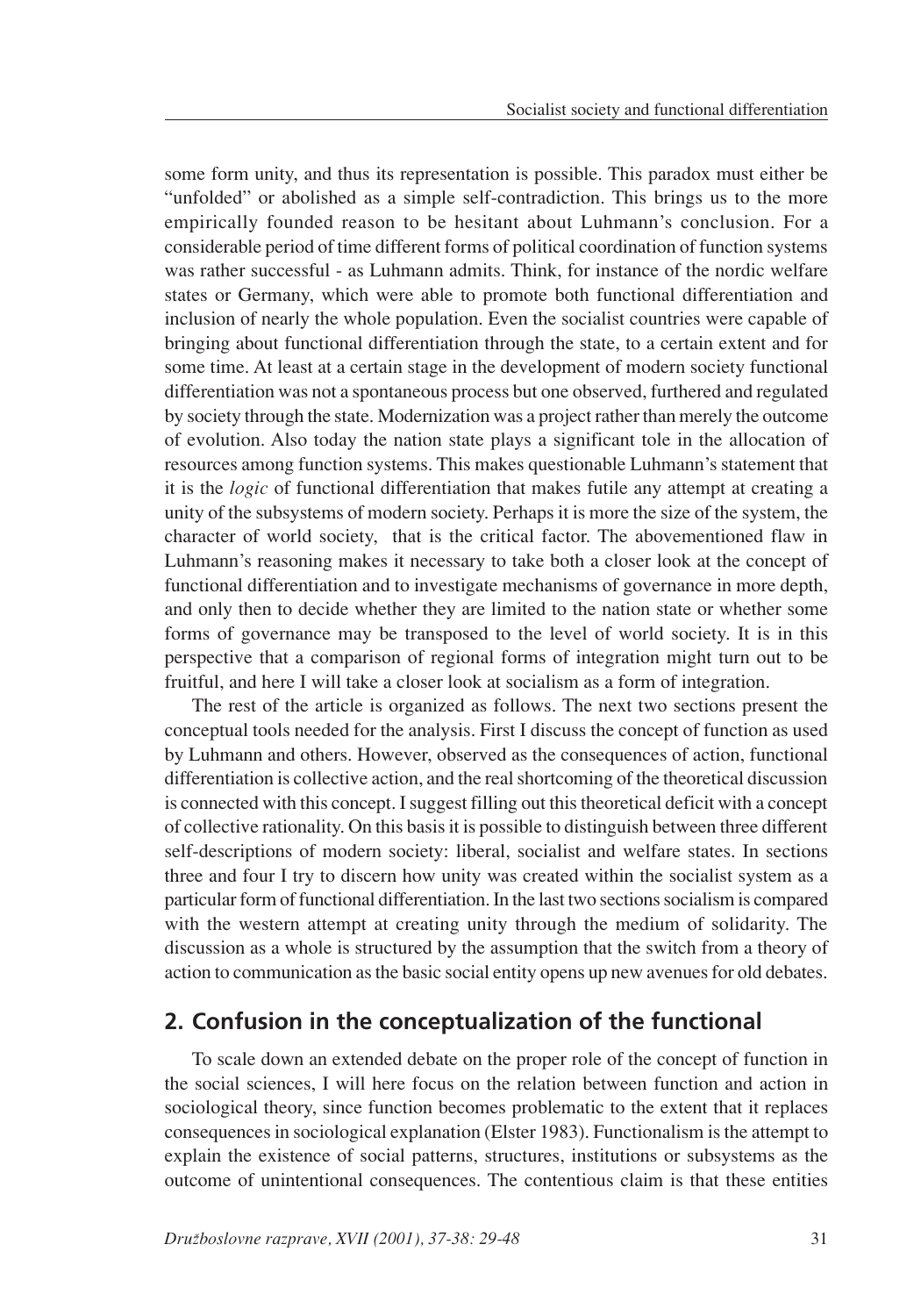some form unity, and thus its representation is possible. This paradox must either be "unfolded" or abolished as a simple self-contradiction. This brings us to the more empirically founded reason to be hesitant about Luhmann's conclusion. For a considerable period of time different forms of political coordination of function systems was rather successful - as Luhmann admits. Think, for instance of the nordic welfare states or Germany, which were able to promote both functional differentiation and inclusion of nearly the whole population. Even the socialist countries were capable of bringing about functional differentiation through the state, to a certain extent and for some time. At least at a certain stage in the development of modern society functional differentiation was not a spontaneous process but one observed, furthered and regulated by society through the state. Modernization was a project rather than merely the outcome of evolution. Also today the nation state plays a significant tole in the allocation of resources among function systems. This makes questionable Luhmann's statement that it is the *logic* of functional differentiation that makes futile any attempt at creating a unity of the subsystems of modern society. Perhaps it is more the size of the system, the character of world society, that is the critical factor. The abovementioned flaw in Luhmann's reasoning makes it necessary to take both a closer look at the concept of functional differentiation and to investigate mechanisms of governance in more depth, and only then to decide whether they are limited to the nation state or whether some forms of governance may be transposed to the level of world society. It is in this perspective that a comparison of regional forms of integration might turn out to be fruitful, and here I will take a closer look at socialism as a form of integration.

The rest of the article is organized as follows. The next two sections present the conceptual tools needed for the analysis. First I discuss the concept of function as used by Luhmann and others. However, observed as the consequences of action, functional differentiation is collective action, and the real shortcoming of the theoretical discussion is connected with this concept. I suggest filling out this theoretical deficit with a concept of collective rationality. On this basis it is possible to distinguish between three different self-descriptions of modern society: liberal, socialist and welfare states. In sections three and four I try to discern how unity was created within the socialist system as a particular form of functional differentiation. In the last two sections socialism is compared with the western attempt at creating unity through the medium of solidarity. The discussion as a whole is structured by the assumption that the switch from a theory of action to communication as the basic social entity opens up new avenues for old debates.

## 2. Confusion in the conceptualization of the functional

To scale down an extended debate on the proper role of the concept of function in the social sciences, I will here focus on the relation between function and action in sociological theory, since function becomes problematic to the extent that it replaces consequences in sociological explanation (Elster 1983). Functionalism is the attempt to explain the existence of social patterns, structures, institutions or subsystems as the outcome of unintentional consequences. The contentious claim is that these entities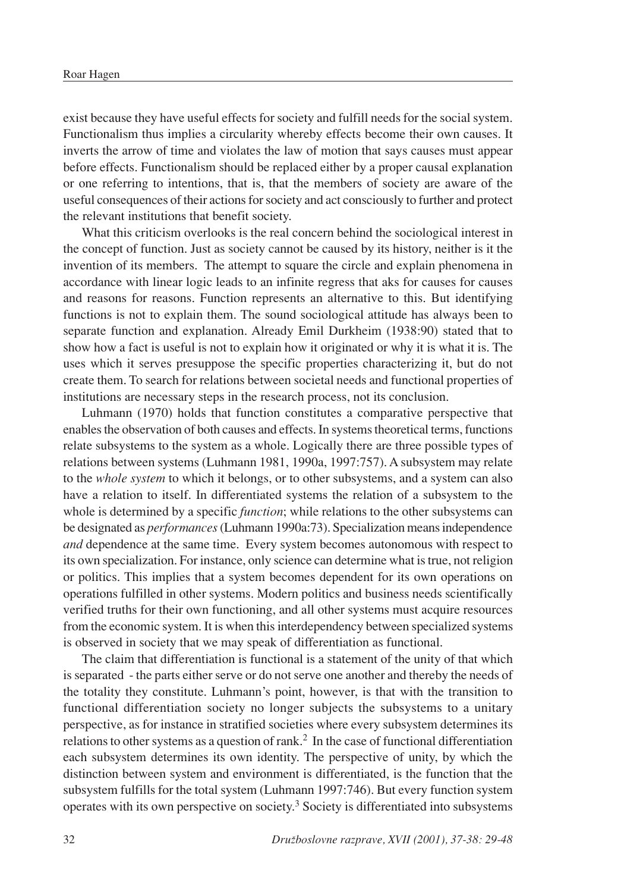exist because they have useful effects for society and fulfill needs for the social system. Functionalism thus implies a circularity whereby effects become their own causes. It inverts the arrow of time and violates the law of motion that says causes must appear before effects. Functionalism should be replaced either by a proper causal explanation or one referring to intentions, that is, that the members of society are aware of the useful consequences of their actions for society and act consciously to further and protect the relevant institutions that benefit society.

What this criticism overlooks is the real concern behind the sociological interest in the concept of function. Just as society cannot be caused by its history, neither is it the invention of its members. The attempt to square the circle and explain phenomena in accordance with linear logic leads to an infinite regress that aks for causes for causes and reasons for reasons. Function represents an alternative to this. But identifying functions is not to explain them. The sound sociological attitude has always been to separate function and explanation. Already Emil Durkheim (1938:90) stated that to show how a fact is useful is not to explain how it originated or why it is what it is. The uses which it serves presuppose the specific properties characterizing it, but do not create them. To search for relations between societal needs and functional properties of institutions are necessary steps in the research process, not its conclusion.

Luhmann (1970) holds that function constitutes a comparative perspective that enables the observation of both causes and effects. In systems theoretical terms, functions relate subsystems to the system as a whole. Logically there are three possible types of relations between systems (Luhmann 1981, 1990a, 1997:757). A subsystem may relate to the *whole system* to which it belongs, or to other subsystems, and a system can also have a relation to itself. In differentiated systems the relation of a subsystem to the whole is determined by a specific *function*; while relations to the other subsystems can be designated as *performances* (Luhmann 1990a:73). Specialization means independence *and* dependence at the same time. Every system becomes autonomous with respect to its own specialization. For instance, only science can determine what is true, not religion or politics. This implies that a system becomes dependent for its own operations on operations fulfilled in other systems. Modern politics and business needs scientifically verified truths for their own functioning, and all other systems must acquire resources from the economic system. It is when this interdependency between specialized systems is observed in society that we may speak of differentiation as functional.

The claim that differentiation is functional is a statement of the unity of that which is separated - the parts either serve or do not serve one another and thereby the needs of the totality they constitute. Luhmann's point, however, is that with the transition to functional differentiation society no longer subjects the subsystems to a unitary perspective, as for instance in stratified societies where every subsystem determines its relations to other systems as a question of rank.[2] In the case of functional differentiation each subsystem determines its own identity. The perspective of unity, by which the distinction between system and environment is differentiated, is the function that the subsystem fulfills for the total system (Luhmann 1997:746). But every function system operates with its own perspective on society.[3] Society is differentiated into subsystems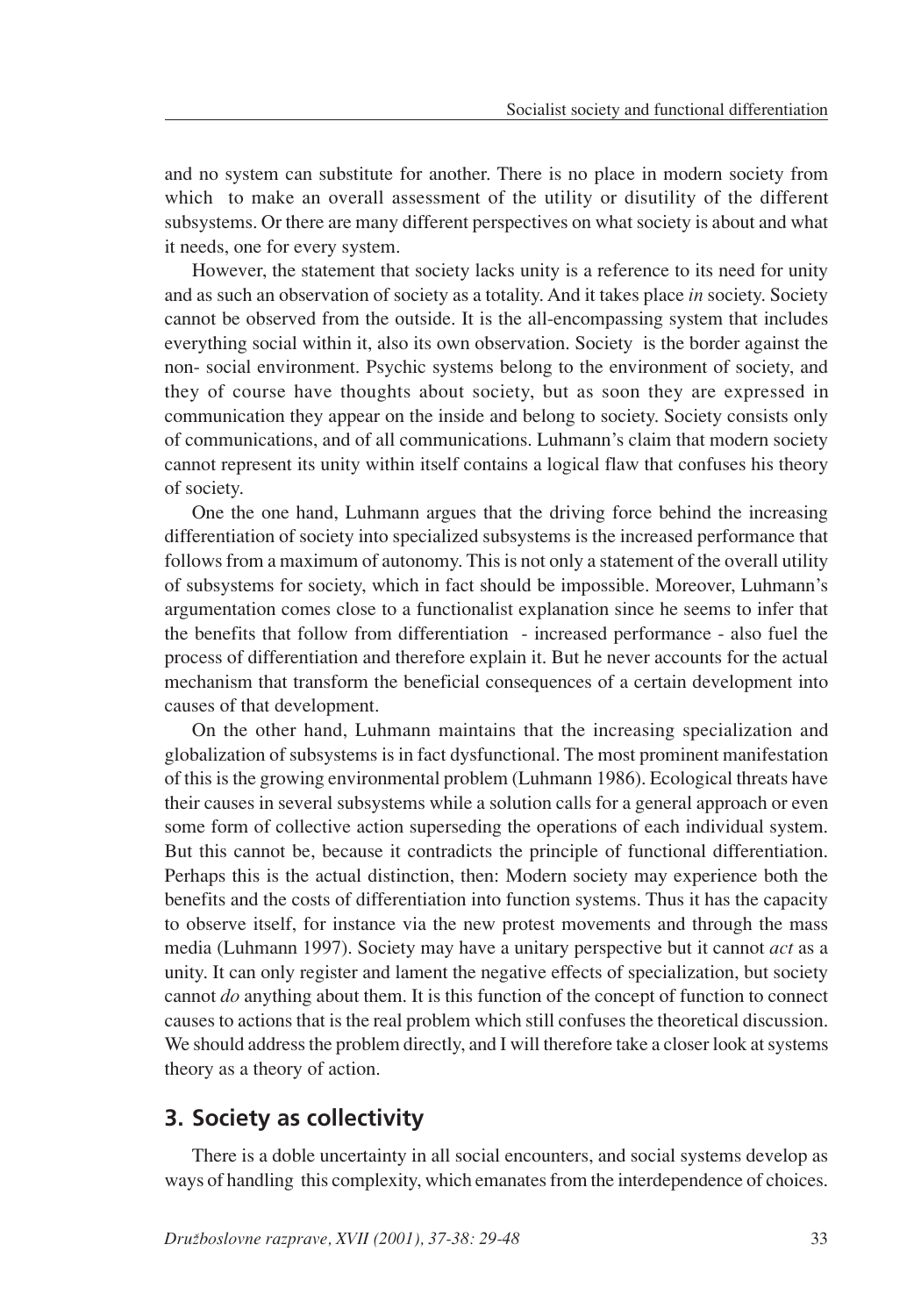and no system can substitute for another. There is no place in modern society from which to make an overall assessment of the utility or disutility of the different subsystems. Or there are many different perspectives on what society is about and what it needs, one for every system.

However, the statement that society lacks unity is a reference to its need for unity and as such an observation of society as a totality. And it takes place *in* society. Society cannot be observed from the outside. It is the all-encompassing system that includes everything social within it, also its own observation. Society is the border against the non- social environment. Psychic systems belong to the environment of society, and they of course have thoughts about society, but as soon they are expressed in communication they appear on the inside and belong to society. Society consists only of communications, and of all communications. Luhmann's claim that modern society cannot represent its unity within itself contains a logical flaw that confuses his theory of society.

One the one hand, Luhmann argues that the driving force behind the increasing differentiation of society into specialized subsystems is the increased performance that follows from a maximum of autonomy. This is not only a statement of the overall utility of subsystems for society, which in fact should be impossible. Moreover, Luhmann's argumentation comes close to a functionalist explanation since he seems to infer that the benefits that follow from differentiation - increased performance - also fuel the process of differentiation and therefore explain it. But he never accounts for the actual mechanism that transform the beneficial consequences of a certain development into causes of that development.

On the other hand, Luhmann maintains that the increasing specialization and globalization of subsystems is in fact dysfunctional. The most prominent manifestation of this is the growing environmental problem (Luhmann 1986). Ecological threats have their causes in several subsystems while a solution calls for a general approach or even some form of collective action superseding the operations of each individual system. But this cannot be, because it contradicts the principle of functional differentiation. Perhaps this is the actual distinction, then: Modern society may experience both the benefits and the costs of differentiation into function systems. Thus it has the capacity to observe itself, for instance via the new protest movements and through the mass media (Luhmann 1997). Society may have a unitary perspective but it cannot *act* as a unity. It can only register and lament the negative effects of specialization, but society cannot *do* anything about them. It is this function of the concept of function to connect causes to actions that is the real problem which still confuses the theoretical discussion. We should address the problem directly, and I will therefore take a closer look at systems theory as a theory of action.

## 3. Society as collectivity

There is a doble uncertainty in all social encounters, and social systems develop as ways of handling this complexity, which emanates from the interdependence of choices.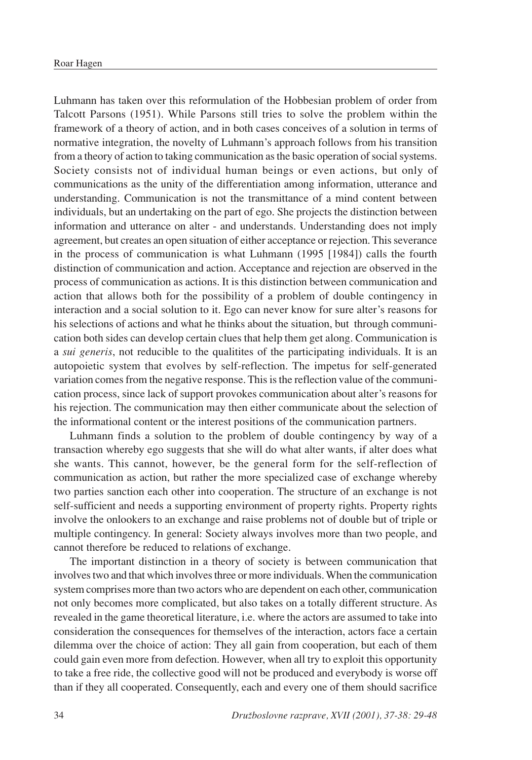Luhmann has taken over this reformulation of the Hobbesian problem of order from Talcott Parsons (1951). While Parsons still tries to solve the problem within the framework of a theory of action, and in both cases conceives of a solution in terms of normative integration, the novelty of Luhmann's approach follows from his transition from a theory of action to taking communication as the basic operation of social systems. Society consists not of individual human beings or even actions, but only of communications as the unity of the differentiation among information, utterance and understanding. Communication is not the transmittance of a mind content between individuals, but an undertaking on the part of ego. She projects the distinction between information and utterance on alter - and understands. Understanding does not imply agreement, but creates an open situation of either acceptance or rejection. This severance in the process of communication is what Luhmann (1995 [1984]) calls the fourth distinction of communication and action. Acceptance and rejection are observed in the process of communication as actions. It is this distinction between communication and action that allows both for the possibility of a problem of double contingency in interaction and a social solution to it. Ego can never know for sure alter's reasons for his selections of actions and what he thinks about the situation, but through communication both sides can develop certain clues that help them get along. Communication is a *sui generis*, not reducible to the qualitites of the participating individuals. It is an autopoietic system that evolves by self-reflection. The impetus for self-generated variation comes from the negative response. This is the reflection value of the communication process, since lack of support provokes communication about alter's reasons for his rejection. The communication may then either communicate about the selection of the informational content or the interest positions of the communication partners.

Luhmann finds a solution to the problem of double contingency by way of a transaction whereby ego suggests that she will do what alter wants, if alter does what she wants. This cannot, however, be the general form for the self-reflection of communication as action, but rather the more specialized case of exchange whereby two parties sanction each other into cooperation. The structure of an exchange is not self-sufficient and needs a supporting environment of property rights. Property rights involve the onlookers to an exchange and raise problems not of double but of triple or multiple contingency. In general: Society always involves more than two people, and cannot therefore be reduced to relations of exchange.

The important distinction in a theory of society is between communication that involves two and that which involves three or more individuals. When the communication system comprises more than two actors who are dependent on each other, communication not only becomes more complicated, but also takes on a totally different structure. As revealed in the game theoretical literature, i.e. where the actors are assumed to take into consideration the consequences for themselves of the interaction, actors face a certain dilemma over the choice of action: They all gain from cooperation, but each of them could gain even more from defection. However, when all try to exploit this opportunity to take a free ride, the collective good will not be produced and everybody is worse off than if they all cooperated. Consequently, each and every one of them should sacrifice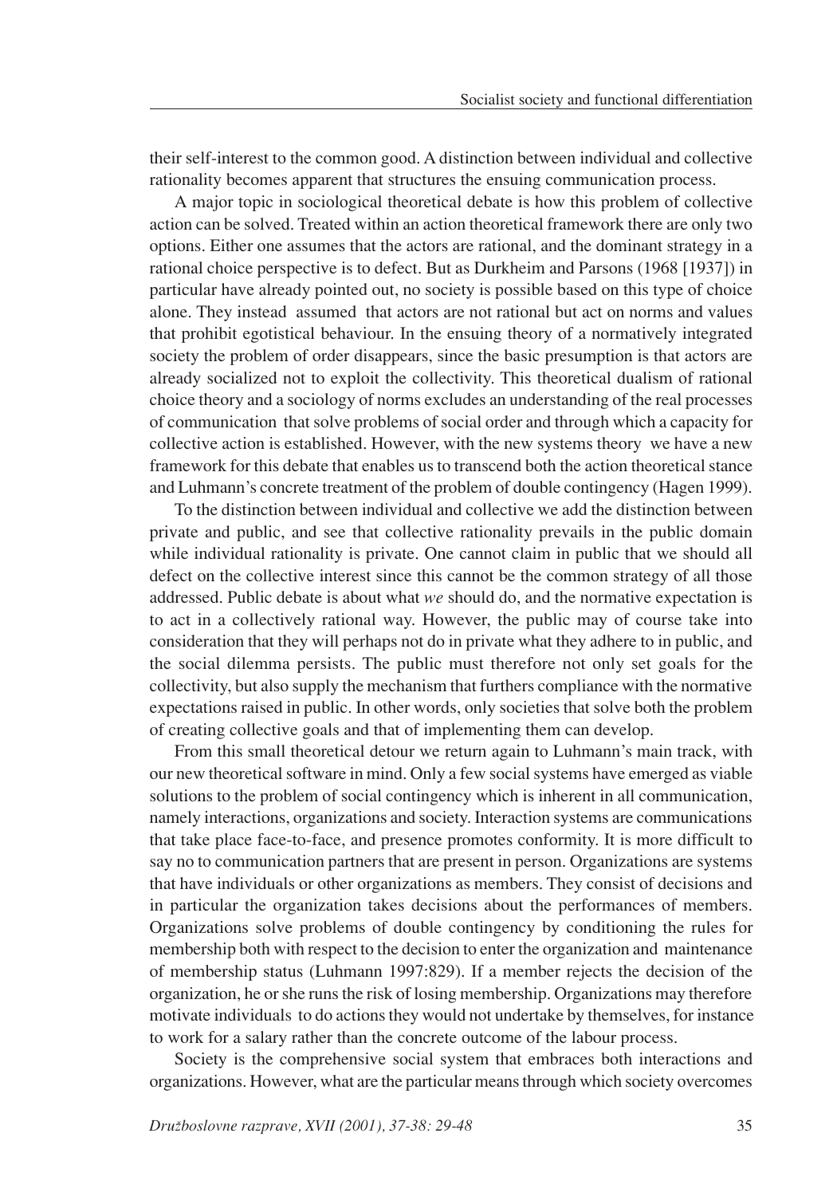their self-interest to the common good. A distinction between individual and collective rationality becomes apparent that structures the ensuing communication process.

A major topic in sociological theoretical debate is how this problem of collective action can be solved. Treated within an action theoretical framework there are only two options. Either one assumes that the actors are rational, and the dominant strategy in a rational choice perspective is to defect. But as Durkheim and Parsons (1968 [1937]) in particular have already pointed out, no society is possible based on this type of choice alone. They instead assumed that actors are not rational but act on norms and values that prohibit egotistical behaviour. In the ensuing theory of a normatively integrated society the problem of order disappears, since the basic presumption is that actors are already socialized not to exploit the collectivity. This theoretical dualism of rational choice theory and a sociology of norms excludes an understanding of the real processes of communication that solve problems of social order and through which a capacity for collective action is established. However, with the new systems theory we have a new framework for this debate that enables us to transcend both the action theoretical stance and Luhmann's concrete treatment of the problem of double contingency (Hagen 1999).

To the distinction between individual and collective we add the distinction between private and public, and see that collective rationality prevails in the public domain while individual rationality is private. One cannot claim in public that we should all defect on the collective interest since this cannot be the common strategy of all those addressed. Public debate is about what *we* should do, and the normative expectation is to act in a collectively rational way. However, the public may of course take into consideration that they will perhaps not do in private what they adhere to in public, and the social dilemma persists. The public must therefore not only set goals for the collectivity, but also supply the mechanism that furthers compliance with the normative expectations raised in public. In other words, only societies that solve both the problem of creating collective goals and that of implementing them can develop.

From this small theoretical detour we return again to Luhmann's main track, with our new theoretical software in mind. Only a few social systems have emerged as viable solutions to the problem of social contingency which is inherent in all communication, namely interactions, organizations and society. Interaction systems are communications that take place face-to-face, and presence promotes conformity. It is more difficult to say no to communication partners that are present in person. Organizations are systems that have individuals or other organizations as members. They consist of decisions and in particular the organization takes decisions about the performances of members. Organizations solve problems of double contingency by conditioning the rules for membership both with respect to the decision to enter the organization and maintenance of membership status (Luhmann 1997:829). If a member rejects the decision of the organization, he or she runs the risk of losing membership. Organizations may therefore motivate individuals to do actions they would not undertake by themselves, for instance to work for a salary rather than the concrete outcome of the labour process.

Society is the comprehensive social system that embraces both interactions and organizations. However, what are the particular means through which society overcomes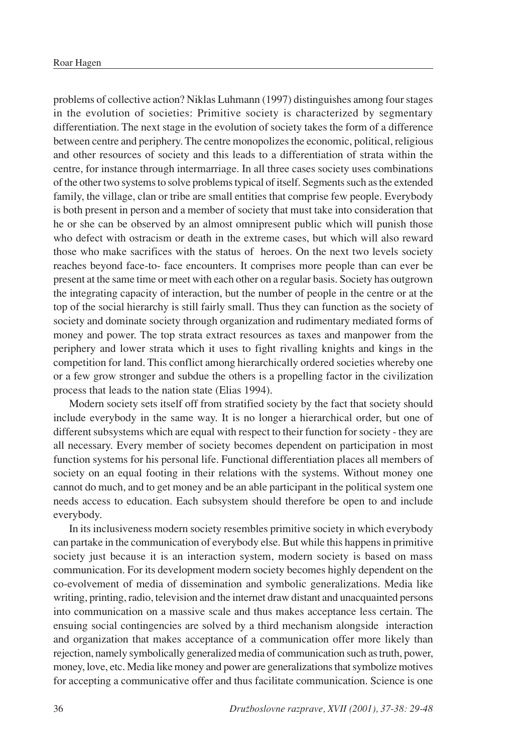problems of collective action? Niklas Luhmann (1997) distinguishes among four stages in the evolution of societies: Primitive society is characterized by segmentary differentiation. The next stage in the evolution of society takes the form of a difference between centre and periphery. The centre monopolizes the economic, political, religious and other resources of society and this leads to a differentiation of strata within the centre, for instance through intermarriage. In all three cases society uses combinations of the other two systems to solve problems typical of itself. Segments such as the extended family, the village, clan or tribe are small entities that comprise few people. Everybody is both present in person and a member of society that must take into consideration that he or she can be observed by an almost omnipresent public which will punish those who defect with ostracism or death in the extreme cases, but which will also reward those who make sacrifices with the status of heroes. On the next two levels society reaches beyond face-to- face encounters. It comprises more people than can ever be present at the same time or meet with each other on a regular basis. Society has outgrown the integrating capacity of interaction, but the number of people in the centre or at the top of the social hierarchy is still fairly small. Thus they can function as the society of society and dominate society through organization and rudimentary mediated forms of money and power. The top strata extract resources as taxes and manpower from the periphery and lower strata which it uses to fight rivalling knights and kings in the competition for land. This conflict among hierarchically ordered societies whereby one or a few grow stronger and subdue the others is a propelling factor in the civilization process that leads to the nation state (Elias 1994).

Modern society sets itself off from stratified society by the fact that society should include everybody in the same way. It is no longer a hierarchical order, but one of different subsystems which are equal with respect to their function for society - they are all necessary. Every member of society becomes dependent on participation in most function systems for his personal life. Functional differentiation places all members of society on an equal footing in their relations with the systems. Without money one cannot do much, and to get money and be an able participant in the political system one needs access to education. Each subsystem should therefore be open to and include everybody.

In its inclusiveness modern society resembles primitive society in which everybody can partake in the communication of everybody else. But while this happens in primitive society just because it is an interaction system, modern society is based on mass communication. For its development modern society becomes highly dependent on the co-evolvement of media of dissemination and symbolic generalizations. Media like writing, printing, radio, television and the internet draw distant and unacquainted persons into communication on a massive scale and thus makes acceptance less certain. The ensuing social contingencies are solved by a third mechanism alongside interaction and organization that makes acceptance of a communication offer more likely than rejection, namely symbolically generalized media of communication such as truth, power, money, love, etc. Media like money and power are generalizations that symbolize motives for accepting a communicative offer and thus facilitate communication. Science is one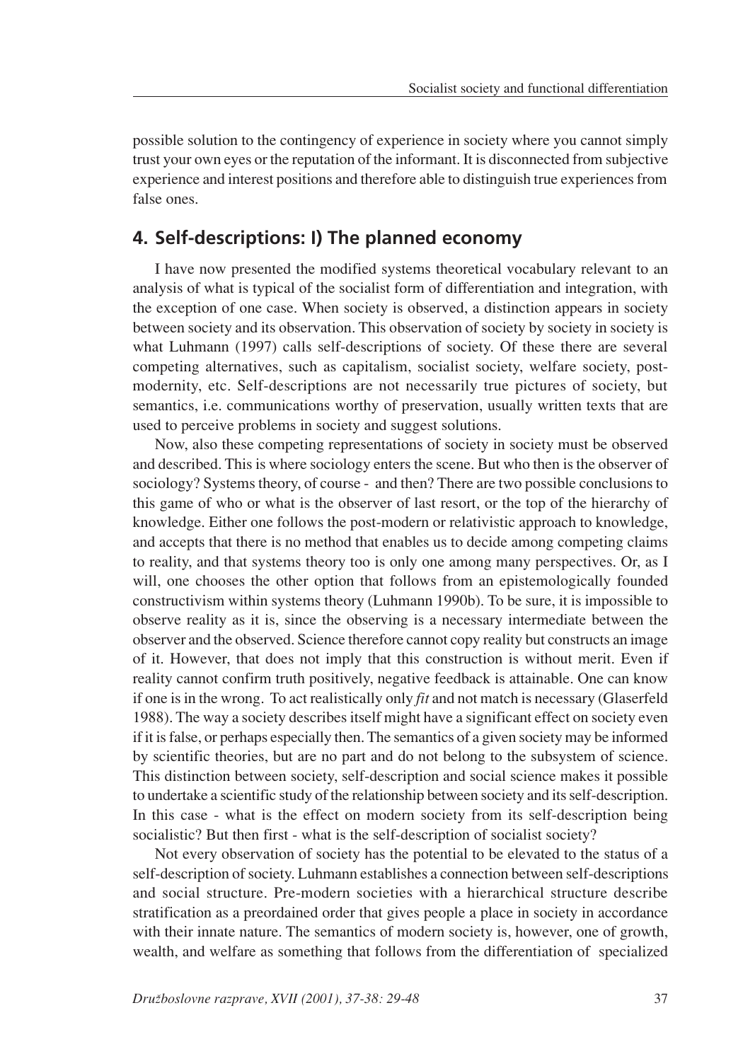possible solution to the contingency of experience in society where you cannot simply trust your own eyes or the reputation of the informant. It is disconnected from subjective experience and interest positions and therefore able to distinguish true experiences from false ones.

## 4. Self-descriptions: I) The planned economy

I have now presented the modified systems theoretical vocabulary relevant to an analysis of what is typical of the socialist form of differentiation and integration, with the exception of one case. When society is observed, a distinction appears in society between society and its observation. This observation of society by society in society is what Luhmann (1997) calls self-descriptions of society. Of these there are several competing alternatives, such as capitalism, socialist society, welfare society, post-modernity, etc. Self-descriptions are not necessarily true pictures of society, but semantics, i.e. communications worthy of preservation, usually written texts that are used to perceive problems in society and suggest solutions.

Now, also these competing representations of society in society must be observed and described. This is where sociology enters the scene. But who then is the observer of sociology? Systems theory, of course - and then? There are two possible conclusions to this game of who or what is the observer of last resort, or the top of the hierarchy of knowledge. Either one follows the post-modern or relativistic approach to knowledge, and accepts that there is no method that enables us to decide among competing claims to reality, and that systems theory too is only one among many perspectives. Or, as I will, one chooses the other option that follows from an epistemologically founded constructivism within systems theory (Luhmann 1990b). To be sure, it is impossible to observe reality as it is, since the observing is a necessary intermediate between the observer and the observed. Science therefore cannot copy reality but constructs an image of it. However, that does not imply that this construction is without merit. Even if reality cannot confirm truth positively, negative feedback is attainable. One can know if one is in the wrong. To act realistically only *fit* and not match is necessary (Glaserfeld 1988). The way a society describes itself might have a significant effect on society even if it is false, or perhaps especially then. The semantics of a given society may be informed by scientific theories, but are no part and do not belong to the subsystem of science. This distinction between society, self-description and social science makes it possible to undertake a scientific study of the relationship between society and its self-description. In this case - what is the effect on modern society from its self-description being socialistic? But then first - what is the self-description of socialist society?

Not every observation of society has the potential to be elevated to the status of a self-description of society. Luhmann establishes a connection between self-descriptions and social structure. Pre-modern societies with a hierarchical structure describe stratification as a preordained order that gives people a place in society in accordance with their innate nature. The semantics of modern society is, however, one of growth, wealth, and welfare as something that follows from the differentiation of specialized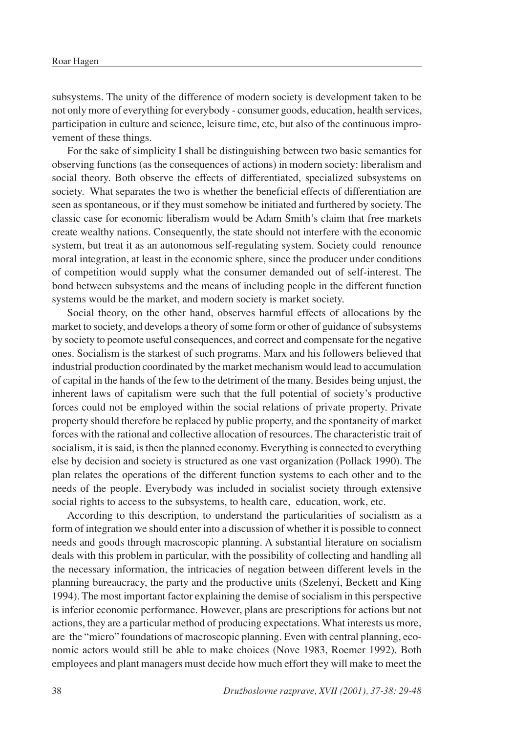subsystems. The unity of the difference of modern society is development taken to be not only more of everything for everybody - consumer goods, education, health services, participation in culture and science, leisure time, etc, but also of the continuous improvement of these things.

For the sake of simplicity I shall be distinguishing between two basic semantics for observing functions (as the consequences of actions) in modern society: liberalism and social theory. Both observe the effects of differentiated, specialized subsystems on society. What separates the two is whether the beneficial effects of differentiation are seen as spontaneous, or if they must somehow be initiated and furthered by society. The classic case for economic liberalism would be Adam Smith's claim that free markets create wealthy nations. Consequently, the state should not interfere with the economic system, but treat it as an autonomous self-regulating system. Society could renounce moral integration, at least in the economic sphere, since the producer under conditions of competition would supply what the consumer demanded out of self-interest. The bond between subsystems and the means of including people in the different function systems would be the market, and modern society is market society.

Social theory, on the other hand, observes harmful effects of allocations by the market to society, and develops a theory of some form or other of guidance of subsystems by society to peomote useful consequences, and correct and compensate for the negative ones. Socialism is the starkest of such programs. Marx and his followers believed that industrial production coordinated by the market mechanism would lead to accumulation of capital in the hands of the few to the detriment of the many. Besides being unjust, the inherent laws of capitalism were such that the full potential of society's productive forces could not be employed within the social relations of private property. Private property should therefore be replaced by public property, and the spontaneity of market forces with the rational and collective allocation of resources. The characteristic trait of socialism, it is said, is then the planned economy. Everything is connected to everything else by decision and society is structured as one vast organization (Pollack 1990). The plan relates the operations of the different function systems to each other and to the needs of the people. Everybody was included in socialist society through extensive social rights to access to the subsystems, to health care, education, work, etc.

According to this description, to understand the particularities of socialism as a form of integration we should enter into a discussion of whether it is possible to connect needs and goods through macroscopic planning. A substantial literature on socialism deals with this problem in particular, with the possibility of collecting and handling all the necessary information, the intricacies of negation between different levels in the planning bureaucracy, the party and the productive units (Szelenyi, Beckett and King 1994). The most important factor explaining the demise of socialism in this perspective is inferior economic performance. However, plans are prescriptions for actions but not actions, they are a particular method of producing expectations. What interests us more, are the "micro" foundations of macroscopic planning. Even with central planning, economic actors would still be able to make choices (Nove 1983, Roemer 1992). Both employees and plant managers must decide how much effort they will make to meet the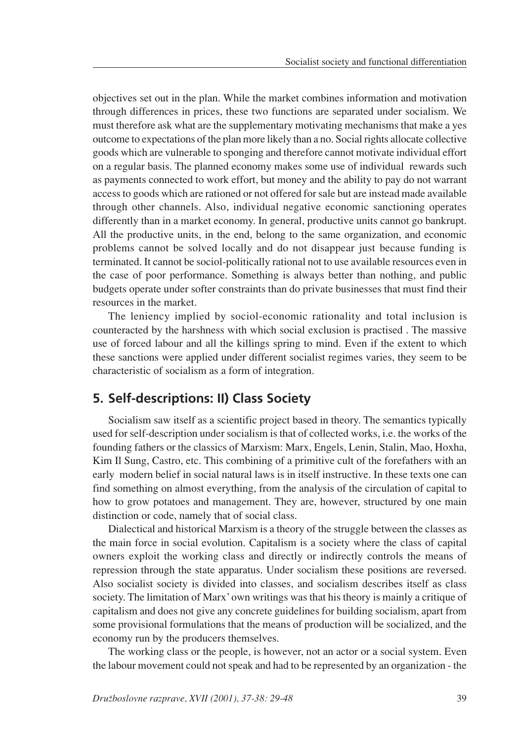objectives set out in the plan. While the market combines information and motivation through differences in prices, these two functions are separated under socialism. We must therefore ask what are the supplementary motivating mechanisms that make a yes outcome to expectations of the plan more likely than a no. Social rights allocate collective goods which are vulnerable to sponging and therefore cannot motivate individual effort on a regular basis. The planned economy makes some use of individual rewards such as payments connected to work effort, but money and the ability to pay do not warrant access to goods which are rationed or not offered for sale but are instead made available through other channels. Also, individual negative economic sanctioning operates differently than in a market economy. In general, productive units cannot go bankrupt. All the productive units, in the end, belong to the same organization, and economic problems cannot be solved locally and do not disappear just because funding is terminated. It cannot be sociol-politically rational not to use available resources even in the case of poor performance. Something is always better than nothing, and public budgets operate under softer constraints than do private businesses that must find their resources in the market.

The leniency implied by sociol-economic rationality and total inclusion is counteracted by the harshness with which social exclusion is practised . The massive use of forced labour and all the killings spring to mind. Even if the extent to which these sanctions were applied under different socialist regimes varies, they seem to be characteristic of socialism as a form of integration.

## 5. Self-descriptions: II) Class Society

Socialism saw itself as a scientific project based in theory. The semantics typically used for self-description under socialism is that of collected works, i.e. the works of the founding fathers or the classics of Marxism: Marx, Engels, Lenin, Stalin, Mao, Hoxha, Kim Il Sung, Castro, etc. This combining of a primitive cult of the forefathers with an early modern belief in social natural laws is in itself instructive. In these texts one can find something on almost everything, from the analysis of the circulation of capital to how to grow potatoes and management. They are, however, structured by one main distinction or code, namely that of social class.

Dialectical and historical Marxism is a theory of the struggle between the classes as the main force in social evolution. Capitalism is a society where the class of capital owners exploit the working class and directly or indirectly controls the means of repression through the state apparatus. Under socialism these positions are reversed. Also socialist society is divided into classes, and socialism describes itself as class society. The limitation of Marx' own writings was that his theory is mainly a critique of capitalism and does not give any concrete guidelines for building socialism, apart from some provisional formulations that the means of production will be socialized, and the economy run by the producers themselves.

The working class or the people, is however, not an actor or a social system. Even the labour movement could not speak and had to be represented by an organization - the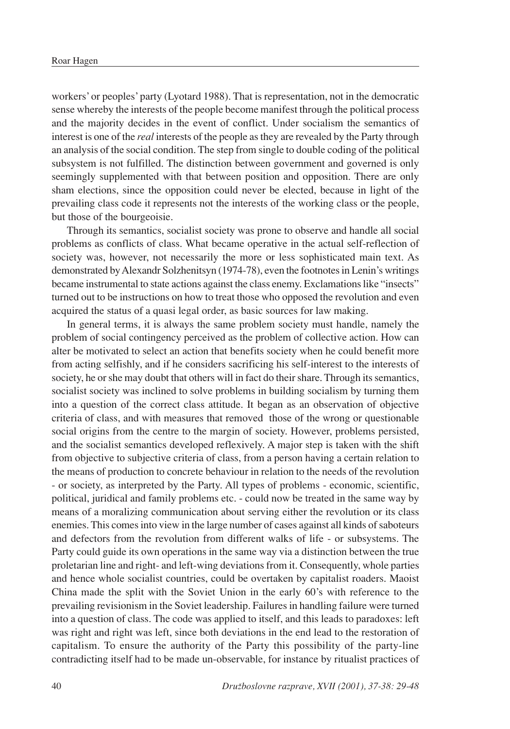workers' or peoples' party (Lyotard 1988). That is representation, not in the democratic sense whereby the interests of the people become manifest through the political process and the majority decides in the event of conflict. Under socialism the semantics of interest is one of the *real* interests of the people as they are revealed by the Party through an analysis of the social condition. The step from single to double coding of the political subsystem is not fulfilled. The distinction between government and governed is only seemingly supplemented with that between position and opposition. There are only sham elections, since the opposition could never be elected, because in light of the prevailing class code it represents not the interests of the working class or the people, but those of the bourgeoisie.

Through its semantics, socialist society was prone to observe and handle all social problems as conflicts of class. What became operative in the actual self-reflection of society was, however, not necessarily the more or less sophisticated main text. As demonstrated by Alexandr Solzhenitsyn (1974-78), even the footnotes in Lenin's writings became instrumental to state actions against the class enemy. Exclamations like "insects" turned out to be instructions on how to treat those who opposed the revolution and even acquired the status of a quasi legal order, as basic sources for law making.

In general terms, it is always the same problem society must handle, namely the problem of social contingency perceived as the problem of collective action. How can alter be motivated to select an action that benefits society when he could benefit more from acting selfishly, and if he considers sacrificing his self-interest to the interests of society, he or she may doubt that others will in fact do their share. Through its semantics, socialist society was inclined to solve problems in building socialism by turning them into a question of the correct class attitude. It began as an observation of objective criteria of class, and with measures that removed those of the wrong or questionable social origins from the centre to the margin of society. However, problems persisted, and the socialist semantics developed reflexively. A major step is taken with the shift from objective to subjective criteria of class, from a person having a certain relation to the means of production to concrete behaviour in relation to the needs of the revolution - or society, as interpreted by the Party. All types of problems - economic, scientific, political, juridical and family problems etc. - could now be treated in the same way by means of a moralizing communication about serving either the revolution or its class enemies. This comes into view in the large number of cases against all kinds of saboteurs and defectors from the revolution from different walks of life - or subsystems. The Party could guide its own operations in the same way via a distinction between the true proletarian line and right- and left-wing deviations from it. Consequently, whole parties and hence whole socialist countries, could be overtaken by capitalist roaders. Maoist China made the split with the Soviet Union in the early 60's with reference to the prevailing revisionism in the Soviet leadership. Failures in handling failure were turned into a question of class. The code was applied to itself, and this leads to paradoxes: left was right and right was left, since both deviations in the end lead to the restoration of capitalism. To ensure the authority of the Party this possibility of the party-line contradicting itself had to be made un-observable, for instance by ritualist practices of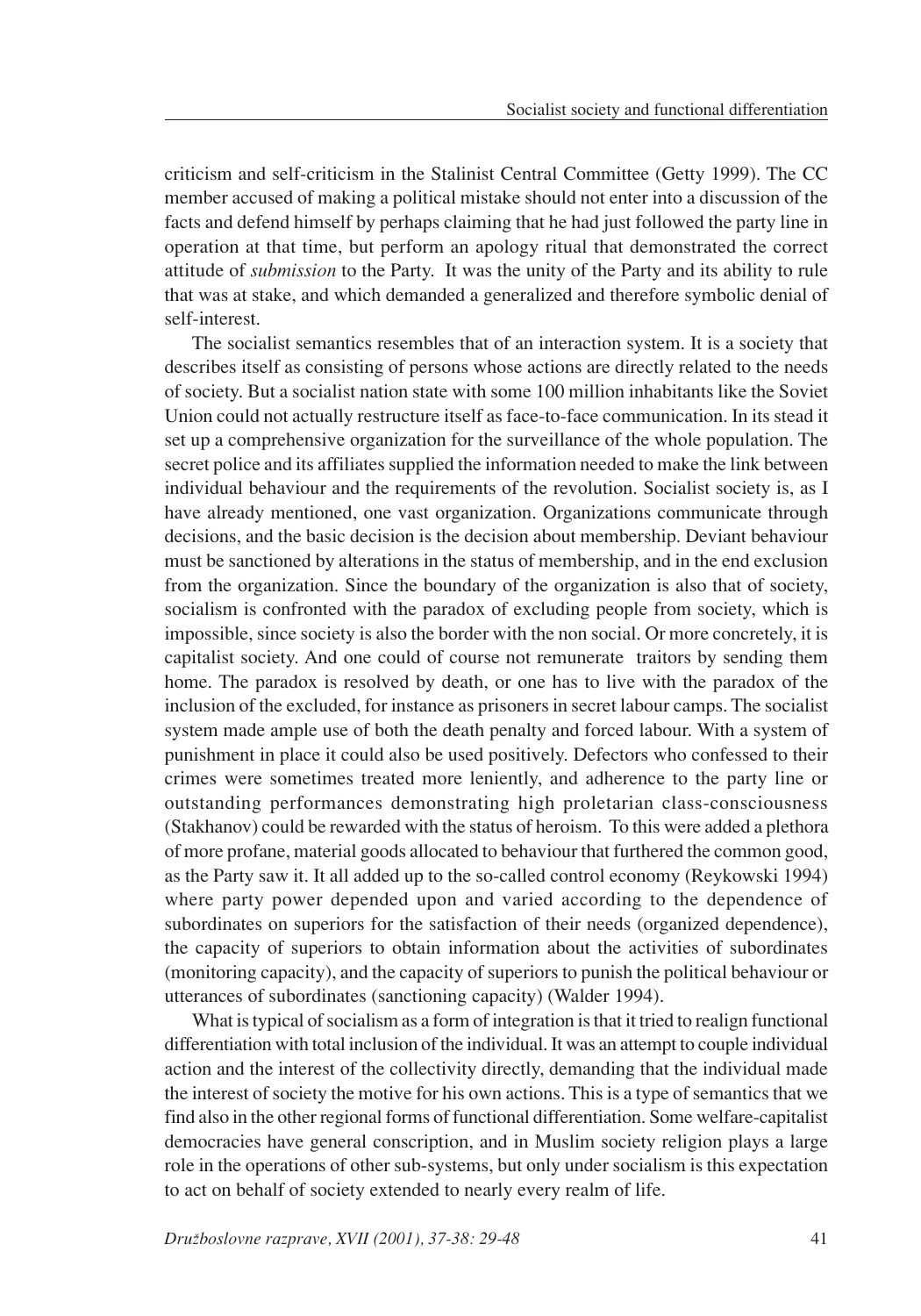criticism and self-criticism in the Stalinist Central Committee (Getty 1999). The CC member accused of making a political mistake should not enter into a discussion of the facts and defend himself by perhaps claiming that he had just followed the party line in operation at that time, but perform an apology ritual that demonstrated the correct attitude of *submission* to the Party. It was the unity of the Party and its ability to rule that was at stake, and which demanded a generalized and therefore symbolic denial of self-interest.

The socialist semantics resembles that of an interaction system. It is a society that describes itself as consisting of persons whose actions are directly related to the needs of society. But a socialist nation state with some 100 million inhabitants like the Soviet Union could not actually restructure itself as face-to-face communication. In its stead it set up a comprehensive organization for the surveillance of the whole population. The secret police and its affiliates supplied the information needed to make the link between individual behaviour and the requirements of the revolution. Socialist society is, as I have already mentioned, one vast organization. Organizations communicate through decisions, and the basic decision is the decision about membership. Deviant behaviour must be sanctioned by alterations in the status of membership, and in the end exclusion from the organization. Since the boundary of the organization is also that of society, socialism is confronted with the paradox of excluding people from society, which is impossible, since society is also the border with the non social. Or more concretely, it is capitalist society. And one could of course not remunerate traitors by sending them home. The paradox is resolved by death, or one has to live with the paradox of the inclusion of the excluded, for instance as prisoners in secret labour camps. The socialist system made ample use of both the death penalty and forced labour. With a system of punishment in place it could also be used positively. Defectors who confessed to their crimes were sometimes treated more leniently, and adherence to the party line or outstanding performances demonstrating high proletarian class-consciousness (Stakhanov) could be rewarded with the status of heroism. To this were added a plethora of more profane, material goods allocated to behaviour that furthered the common good, as the Party saw it. It all added up to the so-called control economy (Reykowski 1994) where party power depended upon and varied according to the dependence of subordinates on superiors for the satisfaction of their needs (organized dependence), the capacity of superiors to obtain information about the activities of subordinates (monitoring capacity), and the capacity of superiors to punish the political behaviour or utterances of subordinates (sanctioning capacity) (Walder 1994).

What is typical of socialism as a form of integration is that it tried to realign functional differentiation with total inclusion of the individual. It was an attempt to couple individual action and the interest of the collectivity directly, demanding that the individual made the interest of society the motive for his own actions. This is a type of semantics that we find also in the other regional forms of functional differentiation. Some welfare-capitalist democracies have general conscription, and in Muslim society religion plays a large role in the operations of other sub-systems, but only under socialism is this expectation to act on behalf of society extended to nearly every realm of life.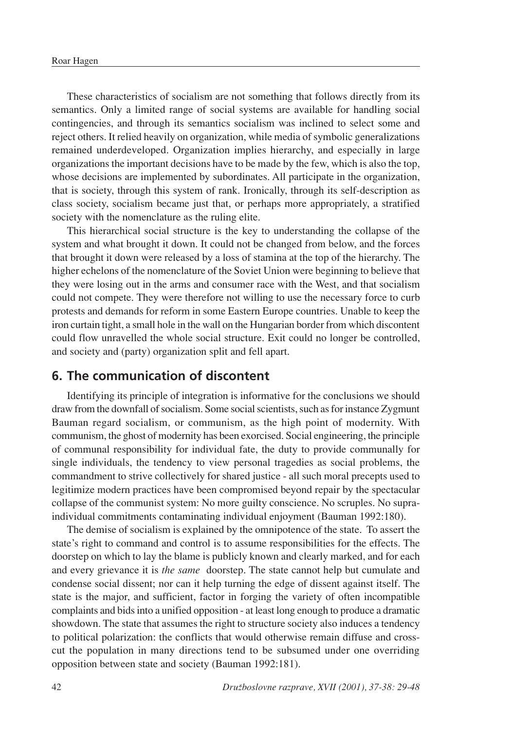These characteristics of socialism are not something that follows directly from its semantics. Only a limited range of social systems are available for handling social contingencies, and through its semantics socialism was inclined to select some and reject others. It relied heavily on organization, while media of symbolic generalizations remained underdeveloped. Organization implies hierarchy, and especially in large organizations the important decisions have to be made by the few, which is also the top, whose decisions are implemented by subordinates. All participate in the organization, that is society, through this system of rank. Ironically, through its self-description as class society, socialism became just that, or perhaps more appropriately, a stratified society with the nomenclature as the ruling elite.

This hierarchical social structure is the key to understanding the collapse of the system and what brought it down. It could not be changed from below, and the forces that brought it down were released by a loss of stamina at the top of the hierarchy. The higher echelons of the nomenclature of the Soviet Union were beginning to believe that they were losing out in the arms and consumer race with the West, and that socialism could not compete. They were therefore not willing to use the necessary force to curb protests and demands for reform in some Eastern Europe countries. Unable to keep the iron curtain tight, a small hole in the wall on the Hungarian border from which discontent could flow unravelled the whole social structure. Exit could no longer be controlled, and society and (party) organization split and fell apart.

## 6. The communication of discontent

Identifying its principle of integration is informative for the conclusions we should draw from the downfall of socialism. Some social scientists, such as for instance Zygmunt Bauman regard socialism, or communism, as the high point of modernity. With communism, the ghost of modernity has been exorcised. Social engineering, the principle of communal responsibility for individual fate, the duty to provide communally for single individuals, the tendency to view personal tragedies as social problems, the commandment to strive collectively for shared justice - all such moral precepts used to legitimize modern practices have been compromised beyond repair by the spectacular collapse of the communist system: No more guilty conscience. No scruples. No supra-individual commitments contaminating individual enjoyment (Bauman 1992:180).

The demise of socialism is explained by the omnipotence of the state. To assert the state's right to command and control is to assume responsibilities for the effects. The doorstep on which to lay the blame is publicly known and clearly marked, and for each and every grievance it is *the same* doorstep. The state cannot help but cumulate and condense social dissent; nor can it help turning the edge of dissent against itself. The state is the major, and sufficient, factor in forging the variety of often incompatible complaints and bids into a unified opposition - at least long enough to produce a dramatic showdown. The state that assumes the right to structure society also induces a tendency to political polarization: the conflicts that would otherwise remain diffuse and cross-cut the population in many directions tend to be subsumed under one overriding opposition between state and society (Bauman 1992:181).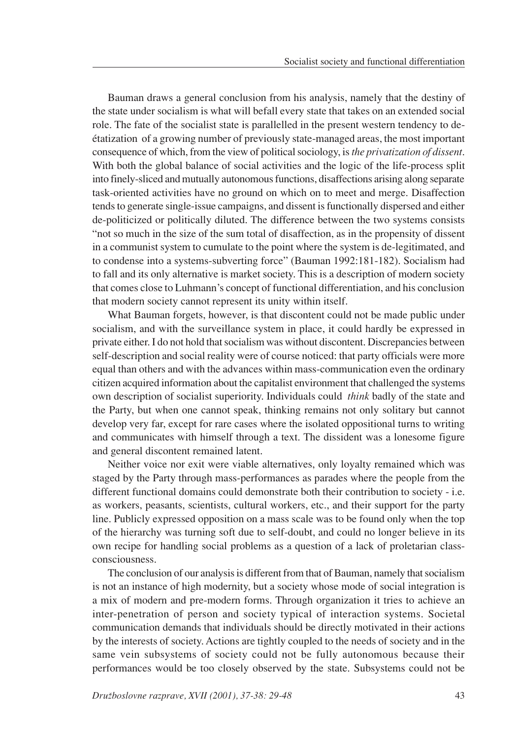Bauman draws a general conclusion from his analysis, namely that the destiny of the state under socialism is what will befall every state that takes on an extended social role. The fate of the socialist state is parallelled in the present western tendency to de-étatization of a growing number of previously state-managed areas, the most important consequence of which, from the view of political sociology, is *the privatization of dissent*. With both the global balance of social activities and the logic of the life-process split into finely-sliced and mutually autonomous functions, disaffections arising along separate task-oriented activities have no ground on which on to meet and merge. Disaffection tends to generate single-issue campaigns, and dissent is functionally dispersed and either de-politicized or politically diluted. The difference between the two systems consists "not so much in the size of the sum total of disaffection, as in the propensity of dissent in a communist system to cumulate to the point where the system is de-legitimated, and to condense into a systems-subverting force" (Bauman 1992:181-182). Socialism had to fall and its only alternative is market society. This is a description of modern society that comes close to Luhmann's concept of functional differentiation, and his conclusion that modern society cannot represent its unity within itself.

What Bauman forgets, however, is that discontent could not be made public under socialism, and with the surveillance system in place, it could hardly be expressed in private either. I do not hold that socialism was without discontent. Discrepancies between self-description and social reality were of course noticed: that party officials were more equal than others and with the advances within mass-communication even the ordinary citizen acquired information about the capitalist environment that challenged the systems own description of socialist superiority. Individuals could *think* badly of the state and the Party, but when one cannot speak, thinking remains not only solitary but cannot develop very far, except for rare cases where the isolated oppositional turns to writing and communicates with himself through a text. The dissident was a lonesome figure and general discontent remained latent.

Neither voice nor exit were viable alternatives, only loyalty remained which was staged by the Party through mass-performances as parades where the people from the different functional domains could demonstrate both their contribution to society - i.e. as workers, peasants, scientists, cultural workers, etc., and their support for the party line. Publicly expressed opposition on a mass scale was to be found only when the top of the hierarchy was turning soft due to self-doubt, and could no longer believe in its own recipe for handling social problems as a question of a lack of proletarian class-consciousness.

The conclusion of our analysis is different from that of Bauman, namely that socialism is not an instance of high modernity, but a society whose mode of social integration is a mix of modern and pre-modern forms. Through organization it tries to achieve an inter-penetration of person and society typical of interaction systems. Societal communication demands that individuals should be directly motivated in their actions by the interests of society. Actions are tightly coupled to the needs of society and in the same vein subsystems of society could not be fully autonomous because their performances would be too closely observed by the state. Subsystems could not be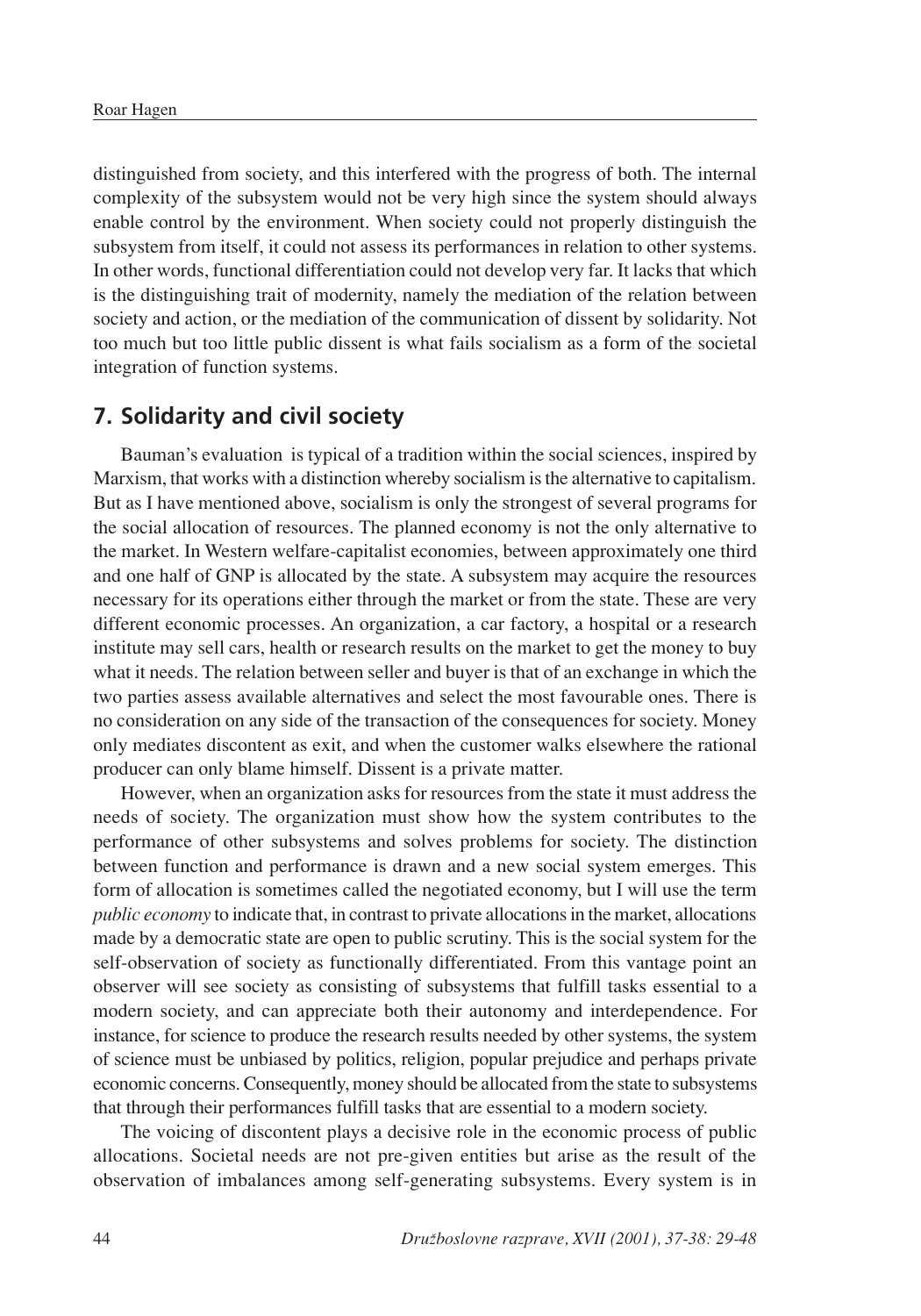distinguished from society, and this interfered with the progress of both. The internal complexity of the subsystem would not be very high since the system should always enable control by the environment. When society could not properly distinguish the subsystem from itself, it could not assess its performances in relation to other systems. In other words, functional differentiation could not develop very far. It lacks that which is the distinguishing trait of modernity, namely the mediation of the relation between society and action, or the mediation of the communication of dissent by solidarity. Not too much but too little public dissent is what fails socialism as a form of the societal integration of function systems.

## 7. Solidarity and civil society

Bauman's evaluation is typical of a tradition within the social sciences, inspired by Marxism, that works with a distinction whereby socialism is the alternative to capitalism. But as I have mentioned above, socialism is only the strongest of several programs for the social allocation of resources. The planned economy is not the only alternative to the market. In Western welfare-capitalist economies, between approximately one third and one half of GNP is allocated by the state. A subsystem may acquire the resources necessary for its operations either through the market or from the state. These are very different economic processes. An organization, a car factory, a hospital or a research institute may sell cars, health or research results on the market to get the money to buy what it needs. The relation between seller and buyer is that of an exchange in which the two parties assess available alternatives and select the most favourable ones. There is no consideration on any side of the transaction of the consequences for society. Money only mediates discontent as exit, and when the customer walks elsewhere the rational producer can only blame himself. Dissent is a private matter.

However, when an organization asks for resources from the state it must address the needs of society. The organization must show how the system contributes to the performance of other subsystems and solves problems for society. The distinction between function and performance is drawn and a new social system emerges. This form of allocation is sometimes called the negotiated economy, but I will use the term *public economy* to indicate that, in contrast to private allocations in the market, allocations made by a democratic state are open to public scrutiny. This is the social system for the self-observation of society as functionally differentiated. From this vantage point an observer will see society as consisting of subsystems that fulfill tasks essential to a modern society, and can appreciate both their autonomy and interdependence. For instance, for science to produce the research results needed by other systems, the system of science must be unbiased by politics, religion, popular prejudice and perhaps private economic concerns. Consequently, money should be allocated from the state to subsystems that through their performances fulfill tasks that are essential to a modern society.

The voicing of discontent plays a decisive role in the economic process of public allocations. Societal needs are not pre-given entities but arise as the result of the observation of imbalances among self-generating subsystems. Every system is in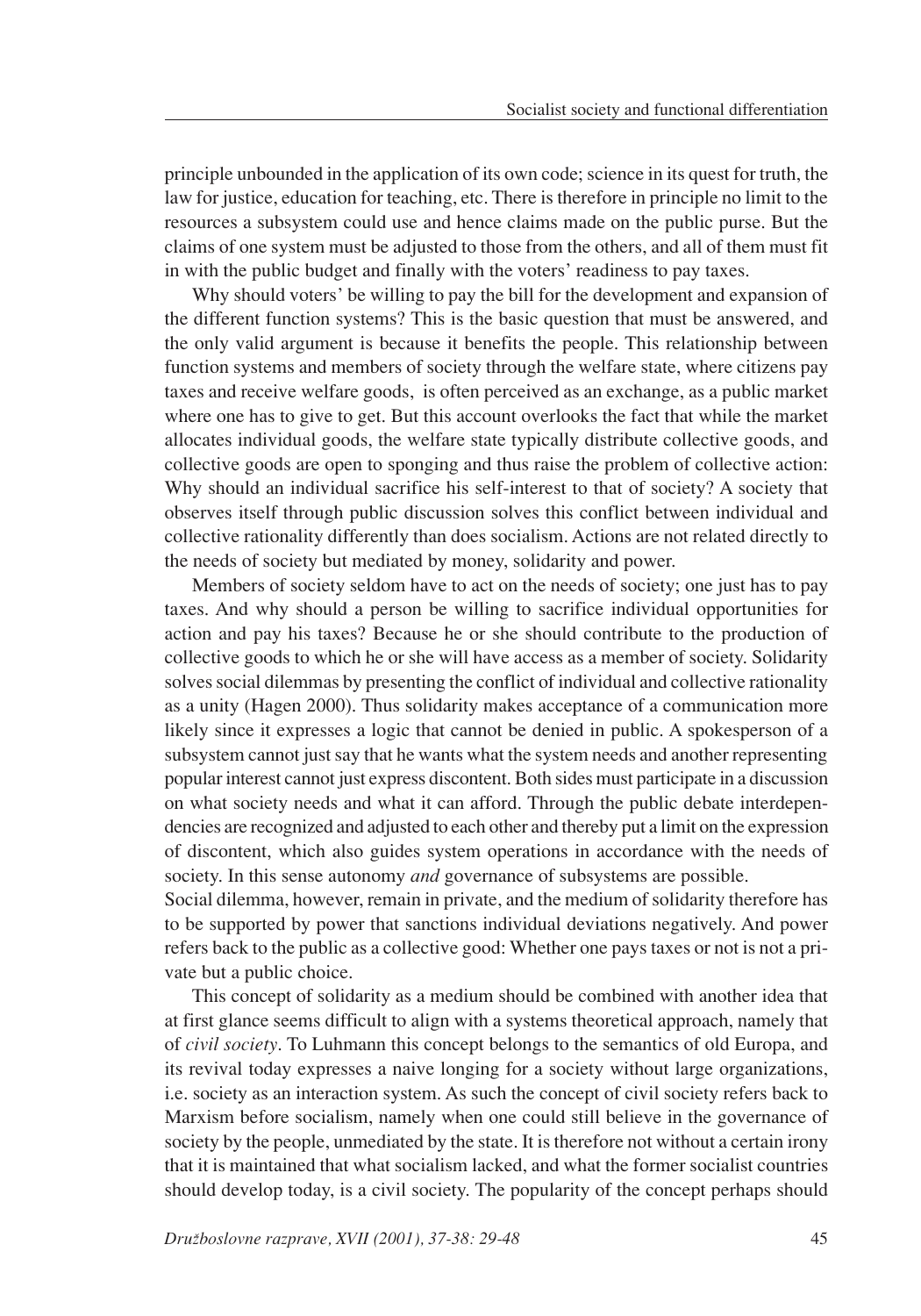principle unbounded in the application of its own code; science in its quest for truth, the law for justice, education for teaching, etc. There is therefore in principle no limit to the resources a subsystem could use and hence claims made on the public purse. But the claims of one system must be adjusted to those from the others, and all of them must fit in with the public budget and finally with the voters' readiness to pay taxes.

Why should voters' be willing to pay the bill for the development and expansion of the different function systems? This is the basic question that must be answered, and the only valid argument is because it benefits the people. This relationship between function systems and members of society through the welfare state, where citizens pay taxes and receive welfare goods, is often perceived as an exchange, as a public market where one has to give to get. But this account overlooks the fact that while the market allocates individual goods, the welfare state typically distribute collective goods, and collective goods are open to sponging and thus raise the problem of collective action: Why should an individual sacrifice his self-interest to that of society? A society that observes itself through public discussion solves this conflict between individual and collective rationality differently than does socialism. Actions are not related directly to the needs of society but mediated by money, solidarity and power.

Members of society seldom have to act on the needs of society; one just has to pay taxes. And why should a person be willing to sacrifice individual opportunities for action and pay his taxes? Because he or she should contribute to the production of collective goods to which he or she will have access as a member of society. Solidarity solves social dilemmas by presenting the conflict of individual and collective rationality as a unity (Hagen 2000). Thus solidarity makes acceptance of a communication more likely since it expresses a logic that cannot be denied in public. A spokesperson of a subsystem cannot just say that he wants what the system needs and another representing popular interest cannot just express discontent. Both sides must participate in a discussion on what society needs and what it can afford. Through the public debate interdependencies are recognized and adjusted to each other and thereby put a limit on the expression of discontent, which also guides system operations in accordance with the needs of society. In this sense autonomy *and* governance of subsystems are possible.

Social dilemma, however, remain in private, and the medium of solidarity therefore has to be supported by power that sanctions individual deviations negatively. And power refers back to the public as a collective good: Whether one pays taxes or not is not a private but a public choice.

This concept of solidarity as a medium should be combined with another idea that at first glance seems difficult to align with a systems theoretical approach, namely that of *civil society*. To Luhmann this concept belongs to the semantics of old Europa, and its revival today expresses a naive longing for a society without large organizations, i.e. society as an interaction system. As such the concept of civil society refers back to Marxism before socialism, namely when one could still believe in the governance of society by the people, unmediated by the state. It is therefore not without a certain irony that it is maintained that what socialism lacked, and what the former socialist countries should develop today, is a civil society. The popularity of the concept perhaps should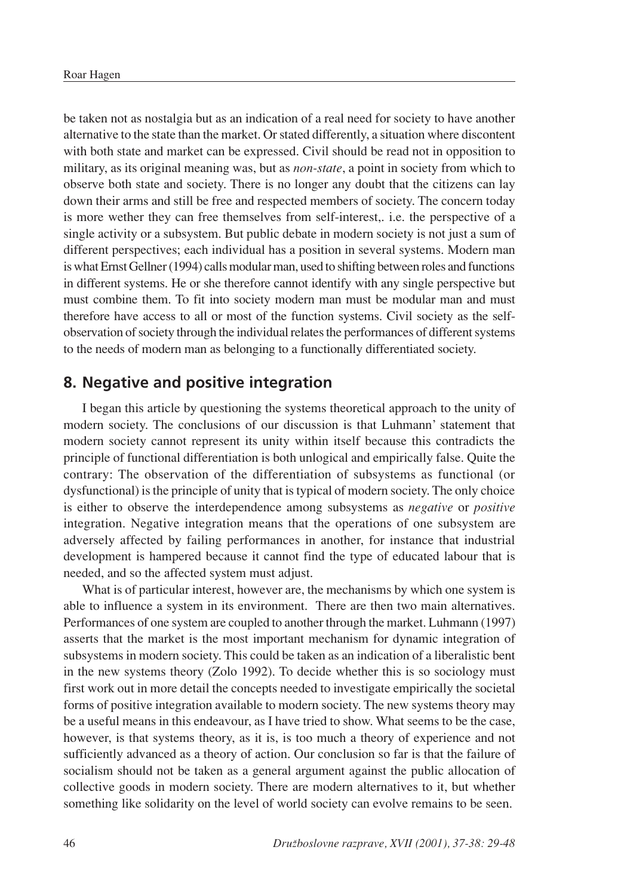be taken not as nostalgia but as an indication of a real need for society to have another alternative to the state than the market. Or stated differently, a situation where discontent with both state and market can be expressed. Civil should be read not in opposition to military, as its original meaning was, but as *non-state*, a point in society from which to observe both state and society. There is no longer any doubt that the citizens can lay down their arms and still be free and respected members of society. The concern today is more wether they can free themselves from self-interest,. i.e. the perspective of a single activity or a subsystem. But public debate in modern society is not just a sum of different perspectives; each individual has a position in several systems. Modern man is what Ernst Gellner (1994) calls modular man, used to shifting between roles and functions in different systems. He or she therefore cannot identify with any single perspective but must combine them. To fit into society modern man must be modular man and must therefore have access to all or most of the function systems. Civil society as the self-observation of society through the individual relates the performances of different systems to the needs of modern man as belonging to a functionally differentiated society.

## 8. Negative and positive integration

I began this article by questioning the systems theoretical approach to the unity of modern society. The conclusions of our discussion is that Luhmann' statement that modern society cannot represent its unity within itself because this contradicts the principle of functional differentiation is both unlogical and empirically false. Quite the contrary: The observation of the differentiation of subsystems as functional (or dysfunctional) is the principle of unity that is typical of modern society. The only choice is either to observe the interdependence among subsystems as *negative* or *positive* integration. Negative integration means that the operations of one subsystem are adversely affected by failing performances in another, for instance that industrial development is hampered because it cannot find the type of educated labour that is needed, and so the affected system must adjust.

What is of particular interest, however are, the mechanisms by which one system is able to influence a system in its environment. There are then two main alternatives. Performances of one system are coupled to another through the market. Luhmann (1997) asserts that the market is the most important mechanism for dynamic integration of subsystems in modern society. This could be taken as an indication of a liberalistic bent in the new systems theory (Zolo 1992). To decide whether this is so sociology must first work out in more detail the concepts needed to investigate empirically the societal forms of positive integration available to modern society. The new systems theory may be a useful means in this endeavour, as I have tried to show. What seems to be the case, however, is that systems theory, as it is, is too much a theory of experience and not sufficiently advanced as a theory of action. Our conclusion so far is that the failure of socialism should not be taken as a general argument against the public allocation of collective goods in modern society. There are modern alternatives to it, but whether something like solidarity on the level of world society can evolve remains to be seen.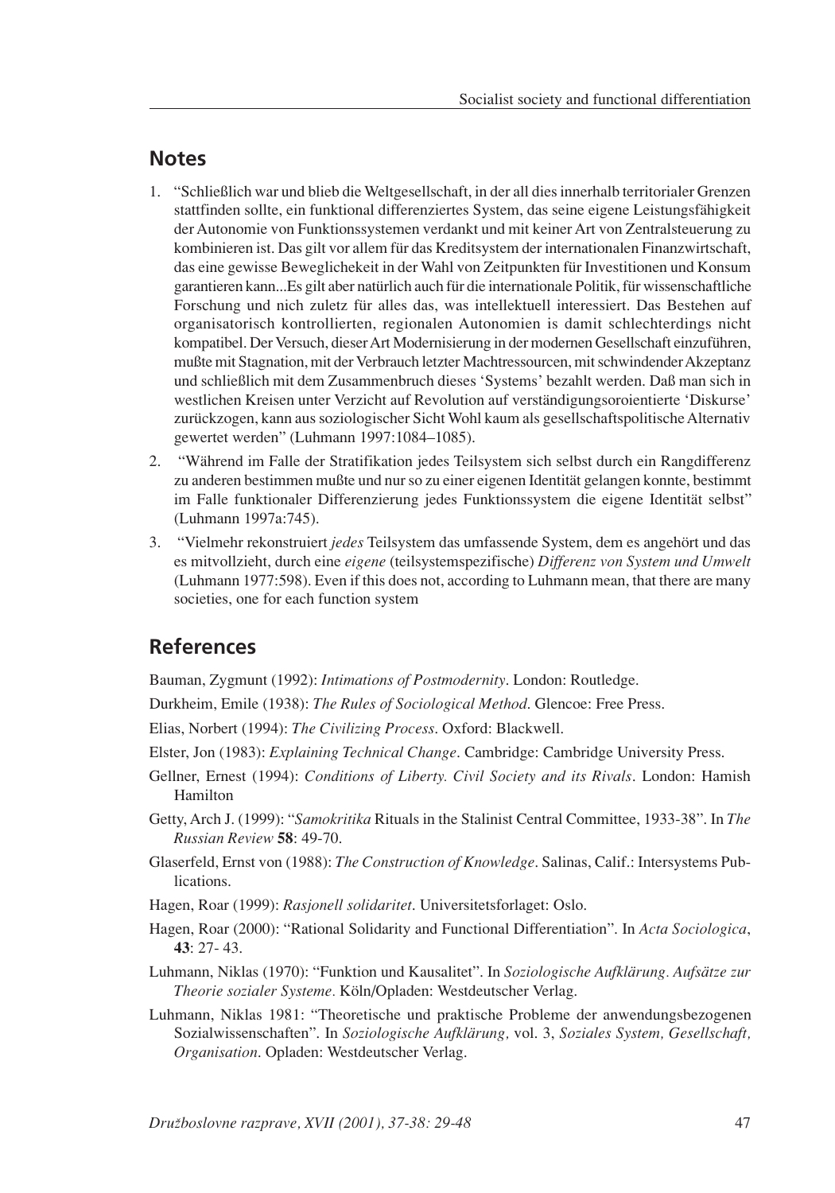## Notes

1. "Schließlich war und blieb die Weltgesellschaft, in der all dies innerhalb territorialer Grenzen stattfinden sollte, ein funktional differenziertes System, das seine eigene Leistungsfähigkeit der Autonomie von Funktionssystemen verdankt und mit keiner Art von Zentralsteuerung zu kombinieren ist. Das gilt vor allem für das Kreditsystem der internationalen Finanzwirtschaft, das eine gewisse Beweglichekeit in der Wahl von Zeitpunkten für Investitionen und Konsum garantieren kann...Es gilt aber natürlich auch für die internationale Politik, für wissenschaftliche Forschung und nich zuletz für alles das, was intellektuell interessiert. Das Bestehen auf organisatorisch kontrollierten, regionalen Autonomien is damit schlechterdings nicht kompatibel. Der Versuch, dieser Art Modernisierung in der modernen Gesellschaft einzuführen, mußte mit Stagnation, mit der Verbrauch letzter Machtressourcen, mit schwindender Akzeptanz und schließlich mit dem Zusammenbruch dieses 'Systems' bezahlt werden. Daß man sich in westlichen Kreisen unter Verzicht auf Revolution auf verständigungsoroientierte 'Diskurse' zurückzogen, kann aus soziologischer Sicht Wohl kaum als gesellschaftspolitische Alternativ gewertet werden" (Luhmann 1997:1084–1085).
2. "Während im Falle der Stratifikation jedes Teilsystem sich selbst durch ein Rangdifferenz zu anderen bestimmen mußte und nur so zu einer eigenen Identität gelangen konnte, bestimmt im Falle funktionaler Differenzierung jedes Funktionssystem die eigene Identität selbst" (Luhmann 1997a:745).
3. "Vielmehr rekonstruiert *jedes* Teilsystem das umfassende System, dem es angehört und das es mitvollzieht, durch eine *eigene* (teilsystemspezifische) *Differenz von System und Umwelt* (Luhmann 1977:598). Even if this does not, according to Luhmann mean, that there are many societies, one for each function system

## References

Bauman, Zygmunt (1992): *Intimations of Postmodernity*. London: Routledge.

Durkheim, Emile (1938): *The Rules of Sociological Method*. Glencoe: Free Press.

Elias, Norbert (1994): *The Civilizing Process*. Oxford: Blackwell.

Elster, Jon (1983): *Explaining Technical Change*. Cambridge: Cambridge University Press.

Gellner, Ernest (1994): *Conditions of Liberty. Civil Society and its Rivals*. London: Hamish Hamilton

Getty, Arch J. (1999): "*Samokritika* Rituals in the Stalinist Central Committee, 1933-38". In *The Russian Review* **58**: 49-70.

Glaserfeld, Ernst von (1988): *The Construction of Knowledge*. Salinas, Calif.: Intersystems Publications.

Hagen, Roar (1999): *Rasjonell solidaritet*. Universitetsforlaget: Oslo.

Hagen, Roar (2000): "Rational Solidarity and Functional Differentiation". In *Acta Sociologica*, **43**: 27- 43.

Luhmann, Niklas (1970): "Funktion und Kausalitet". In *Soziologische Aufklärung. Aufsätze zur Theorie sozialer Systeme*. Köln/Opladen: Westdeutscher Verlag.

Luhmann, Niklas 1981: "Theoretische und praktische Probleme der anwendungsbezogenen Sozialwissenschaften". In *Soziologische Aufklärung,* vol. 3, *Soziales System, Gesellschaft, Organisation*. Opladen: Westdeutscher Verlag.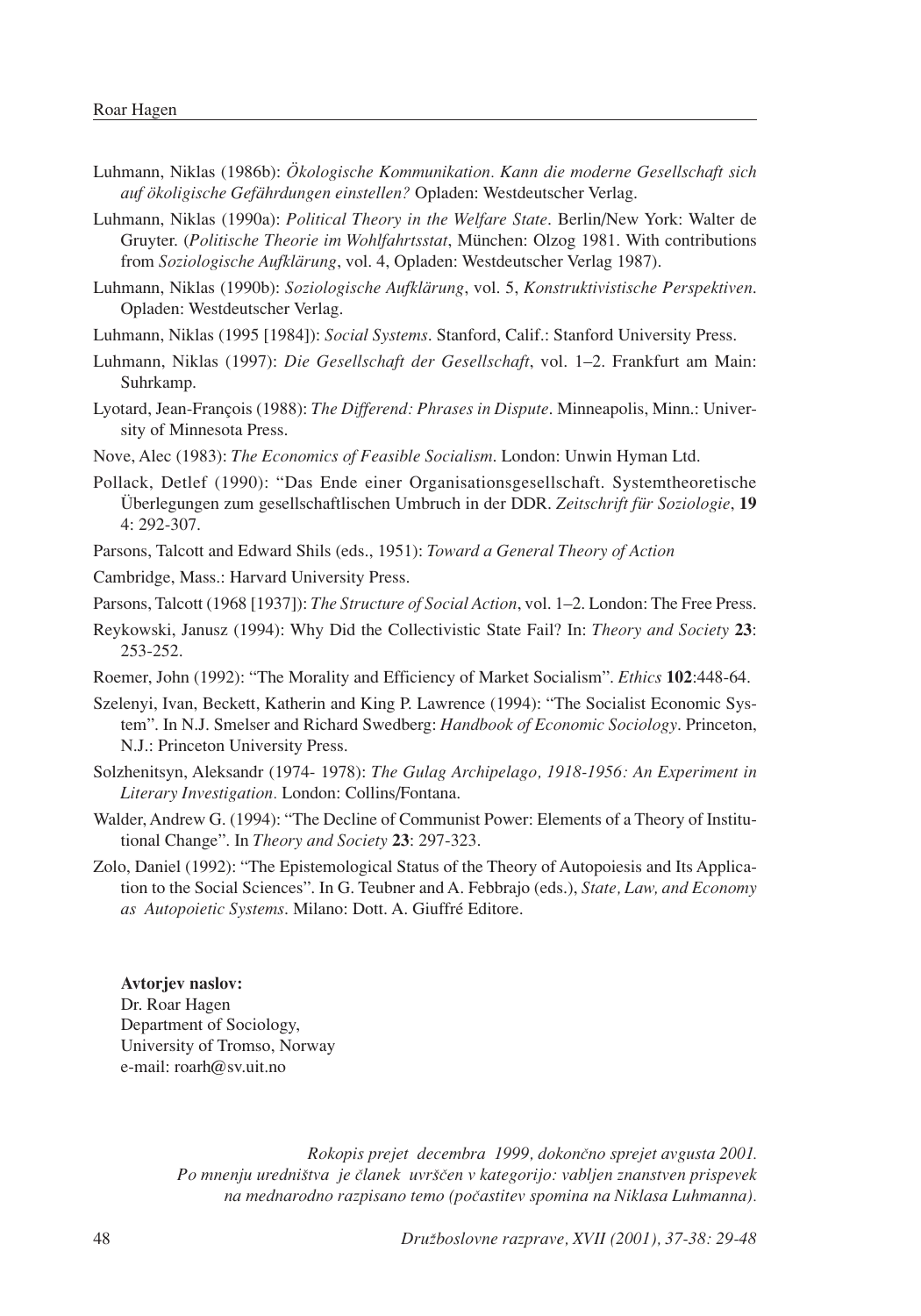Luhmann, Niklas (1986b): *Ökologische Kommunikation. Kann die moderne Gesellschaft sich auf ökoligische Gefährdungen einstellen?* Opladen: Westdeutscher Verlag.

Luhmann, Niklas (1990a): *Political Theory in the Welfare State*. Berlin/New York: Walter de Gruyter. (*Politische Theorie im Wohlfahrtsstat*, München: Olzog 1981. With contributions from *Soziologische Aufklärung*, vol. 4, Opladen: Westdeutscher Verlag 1987).

Luhmann, Niklas (1990b): *Soziologische Aufklärung*, vol. 5, *Konstruktivistische Perspektiven*. Opladen: Westdeutscher Verlag.

Luhmann, Niklas (1995 [1984]): *Social Systems*. Stanford, Calif.: Stanford University Press.

Luhmann, Niklas (1997): *Die Gesellschaft der Gesellschaft*, vol. 1–2. Frankfurt am Main: Suhrkamp.

Lyotard, Jean-François (1988): *The Differend: Phrases in Dispute*. Minneapolis, Minn.: University of Minnesota Press.

Nove, Alec (1983): *The Economics of Feasible Socialism*. London: Unwin Hyman Ltd.

Pollack, Detlef (1990): "Das Ende einer Organisationsgesellschaft. Systemtheoretische Überlegungen zum gesellschaftlischen Umbruch in der DDR. *Zeitschrift für Soziologie*, **19** 4: 292-307.

Parsons, Talcott and Edward Shils (eds., 1951): *Toward a General Theory of Action*

Cambridge, Mass.: Harvard University Press.

Parsons, Talcott (1968 [1937]): *The Structure of Social Action*, vol. 1–2. London: The Free Press.

Reykowski, Janusz (1994): Why Did the Collectivistic State Fail? In: *Theory and Society* **23**: 253-252.

Roemer, John (1992): "The Morality and Efficiency of Market Socialism". *Ethics* **102**:448-64.

Szelenyi, Ivan, Beckett, Katherin and King P. Lawrence (1994): "The Socialist Economic System". In N.J. Smelser and Richard Swedberg: *Handbook of Economic Sociology*. Princeton, N.J.: Princeton University Press.

Solzhenitsyn, Aleksandr (1974- 1978): *The Gulag Archipelago, 1918-1956: An Experiment in Literary Investigation.* London: Collins/Fontana.

Walder, Andrew G. (1994): "The Decline of Communist Power: Elements of a Theory of Institutional Change". In *Theory and Society* **23**: 297-323.

Zolo, Daniel (1992): "The Epistemological Status of the Theory of Autopoiesis and Its Application to the Social Sciences". In G. Teubner and A. Febbrajo (eds.), *State, Law, and Economy as Autopoietic Systems*. Milano: Dott. A. Giuffré Editore.

**Avtorjev naslov:**
Dr. Roar Hagen
Department of Sociology,
University of Tromso, Norway
e-mail: roarh@sv.uit.no

*Rokopis prejet decembra 1999, dokončno sprejet avgusta 2001.*
*Po mnenju uredništva je članek uvrščen v kategorijo: vabljen znanstven prispevek na mednarodno razpisano temo (počastitev spomina na Niklasa Luhmanna).*